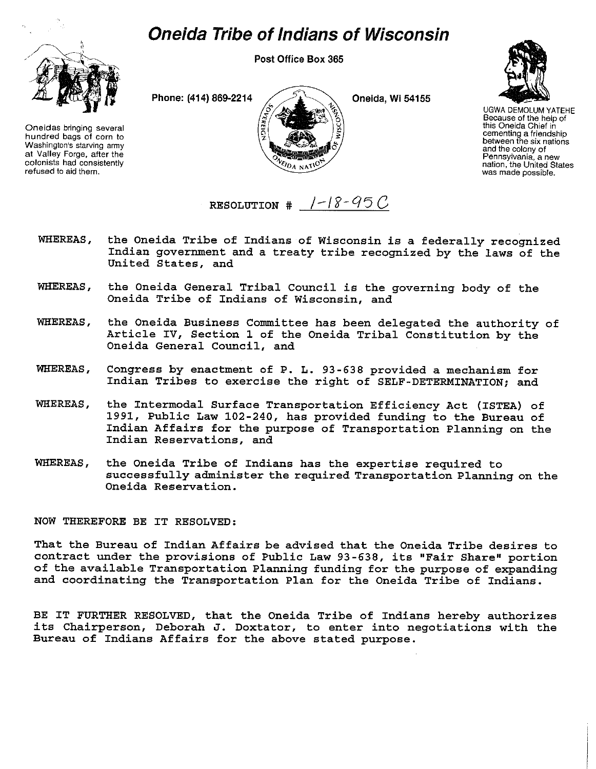# Oneida Tribe of Indians of Wisconsin

Post Office Box 365

Phone: (414) 869-2214

Oneida, Wi 54155

Oneidas bringing several hundred bags of corn to Washington's starving army at Valley Forge, after the colonists had consistently refused to aid them.

UGWA DEMOLUM YATEHE
Because of the help of this Oneida Chief in cementing a friendship between the six nations and the colony of Pennsylvania, a new nation, the United States was made possible.

RESOLUTION # 1-18-95C

WHEREAS, the Oneida Tribe of Indians of Wisconsin is a federally recognized Indian government and a treaty tribe recognized by the laws of the United States, and

WHEREAS, the Oneida General Tribal Council is the governing body of the Oneida Tribe of Indians of Wisconsin, and

WHEREAS, the Oneida Business Committee has been delegated the authority of Article IV, Section 1 of the Oneida Tribal Constitution by the Oneida General Council, and

WHEREAS, Congress by enactment of P. L. 93-638 provided a mechanism for Indian Tribes to exercise the right of SELF-DETERMINATION; and

WHEREAS, the Intermodal Surface Transportation Efficiency Act (ISTEA) of 1991, Public Law 102-240, has provided funding to the Bureau of Indian Affairs for the purpose of Transportation Planning on the Indian Reservations, and

WHEREAS, the Oneida Tribe of Indians has the expertise required to successfully administer the required Transportation Planning on the Oneida Reservation.

NOW THEREFORE BE IT RESOLVED:

That the Bureau of Indian Affairs be advised that the Oneida Tribe desires to contract under the provisions of Public Law 93-638, its "Fair Share" portion of the available Transportation Planning funding for the purpose of expanding and coordinating the Transportation Plan for the Oneida Tribe of Indians.

BE IT FURTHER RESOLVED, that the Oneida Tribe of Indians hereby authorizes its Chairperson, Deborah J. Doxtator, to enter into negotiations with the Bureau of Indians Affairs for the above stated purpose.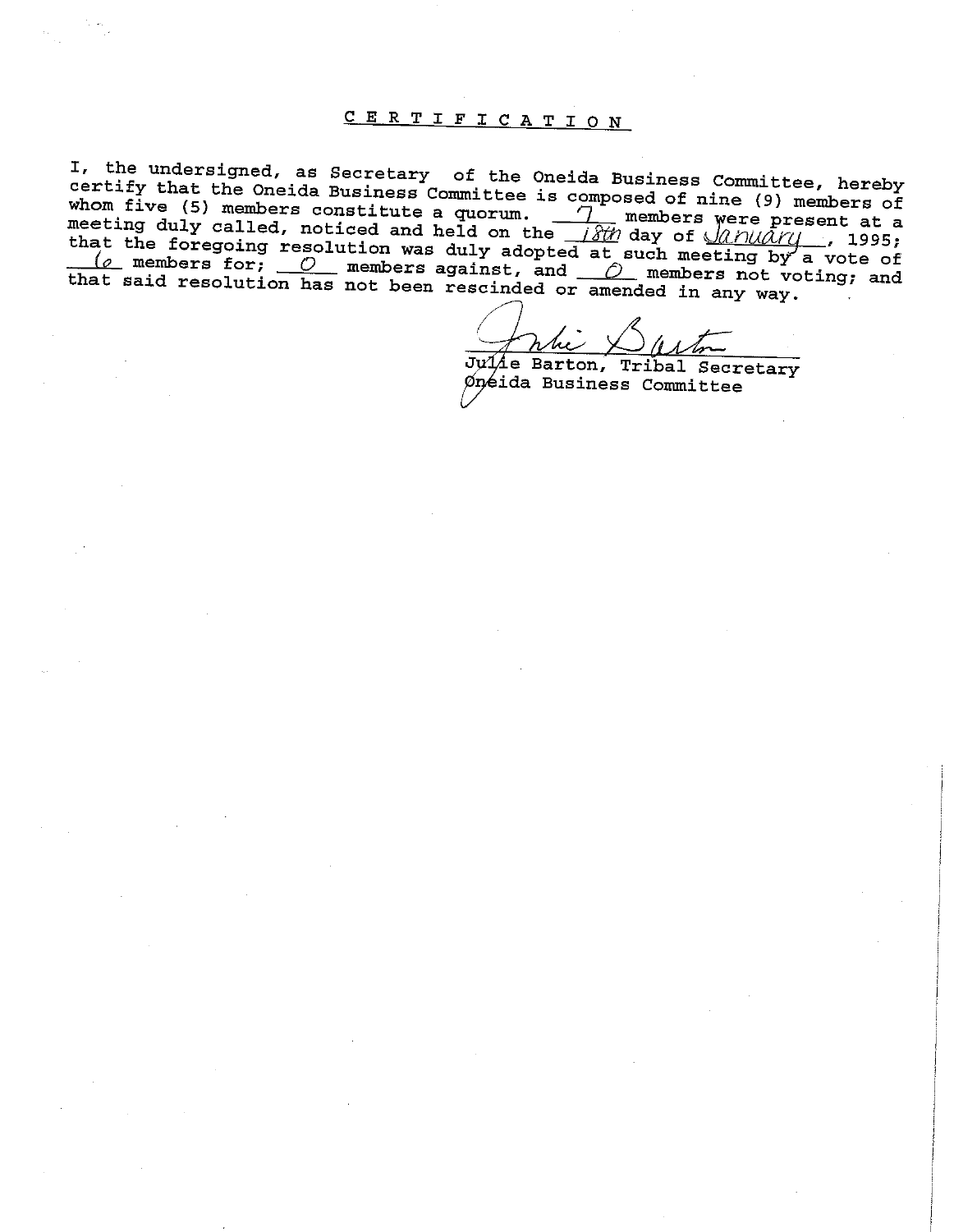# CERTIFICATION

I, the undersigned, as Secretary of the Oneida Business Committee, hereby certify that the Oneida Business Committee is composed of nine (9) members of whom five (5) members constitute a quorum. 7 members were present at a meeting duly called, noticed and held on the 18th day of January, 1995; that the foregoing resolution was duly adopted at such meeting by a vote of 6 members for; 0 members against, and 0 members not voting; and that said resolution has not been rescinded or amended in any way.

Julie Barton, Tribal Secretary
Oneida Business Committee